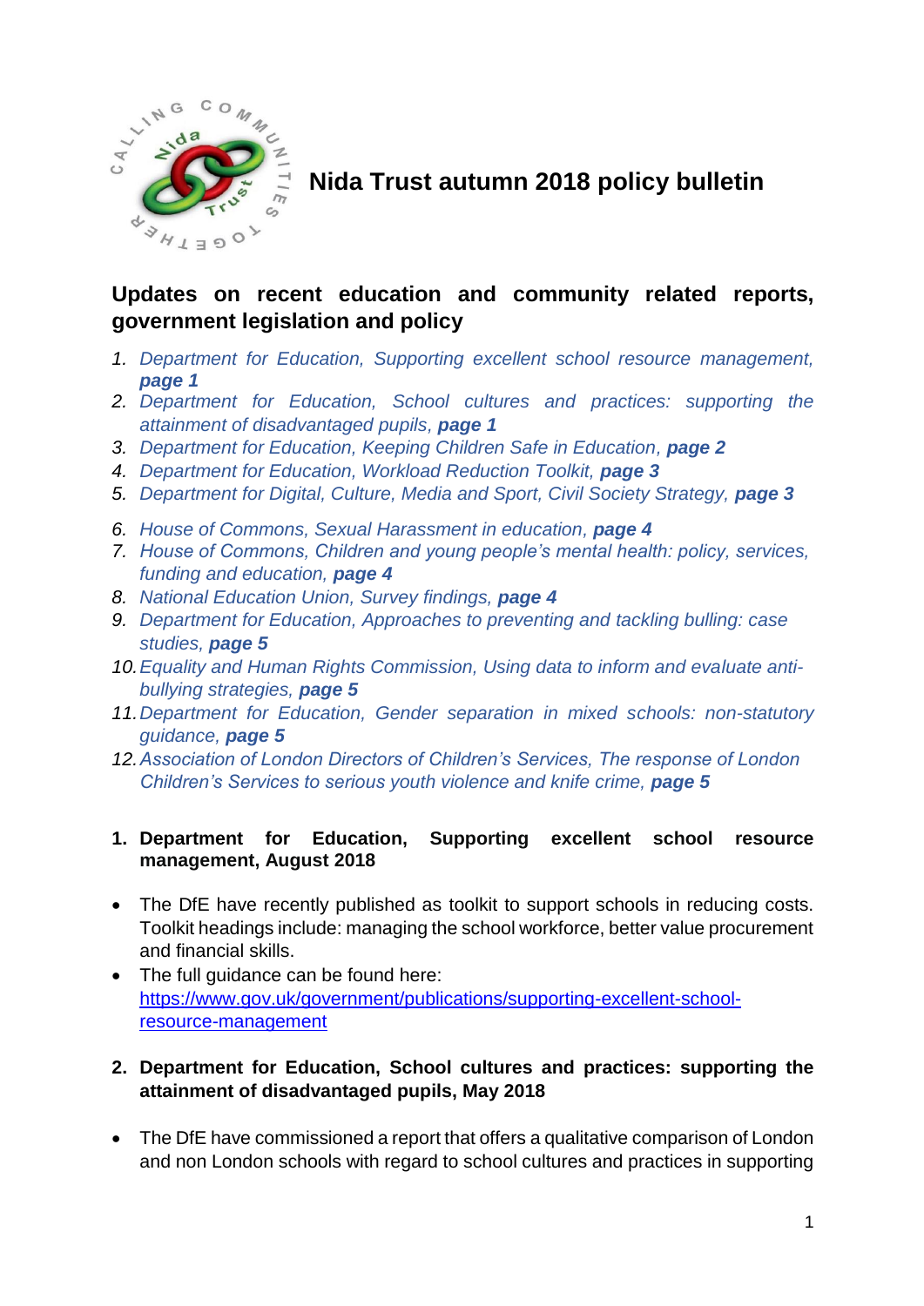# Nida Trust autumn 2018 policy bulletin

## Updates on recent education and community related reports, government legislation and policy

1. *Department for Education, Supporting excellent school resource management,* ***page 1***
2. *Department for Education, School cultures and practices: supporting the attainment of disadvantaged pupils,* ***page 1***
3. *Department for Education, Keeping Children Safe in Education,* ***page 2***
4. *Department for Education, Workload Reduction Toolkit,* ***page 3***
5. *Department for Digital, Culture, Media and Sport, Civil Society Strategy,* ***page 3***
6. *House of Commons, Sexual Harassment in education,* ***page 4***
7. *House of Commons, Children and young people's mental health: policy, services, funding and education,* ***page 4***
8. *National Education Union, Survey findings,* ***page 4***
9. *Department for Education, Approaches to preventing and tackling bulling: case studies,* ***page 5***
10. *Equality and Human Rights Commission, Using data to inform and evaluate anti-bullying strategies,* ***page 5***
11. *Department for Education, Gender separation in mixed schools: non-statutory guidance,* ***page 5***
12. *Association of London Directors of Children's Services, The response of London Children's Services to serious youth violence and knife crime,* ***page 5***

### 1. Department for Education, Supporting excellent school resource management, August 2018

- The DfE have recently published as toolkit to support schools in reducing costs. Toolkit headings include: managing the school workforce, better value procurement and financial skills.
- The full guidance can be found here: https://www.gov.uk/government/publications/supporting-excellent-school-resource-management

### 2. Department for Education, School cultures and practices: supporting the attainment of disadvantaged pupils, May 2018

- The DfE have commissioned a report that offers a qualitative comparison of London and non London schools with regard to school cultures and practices in supporting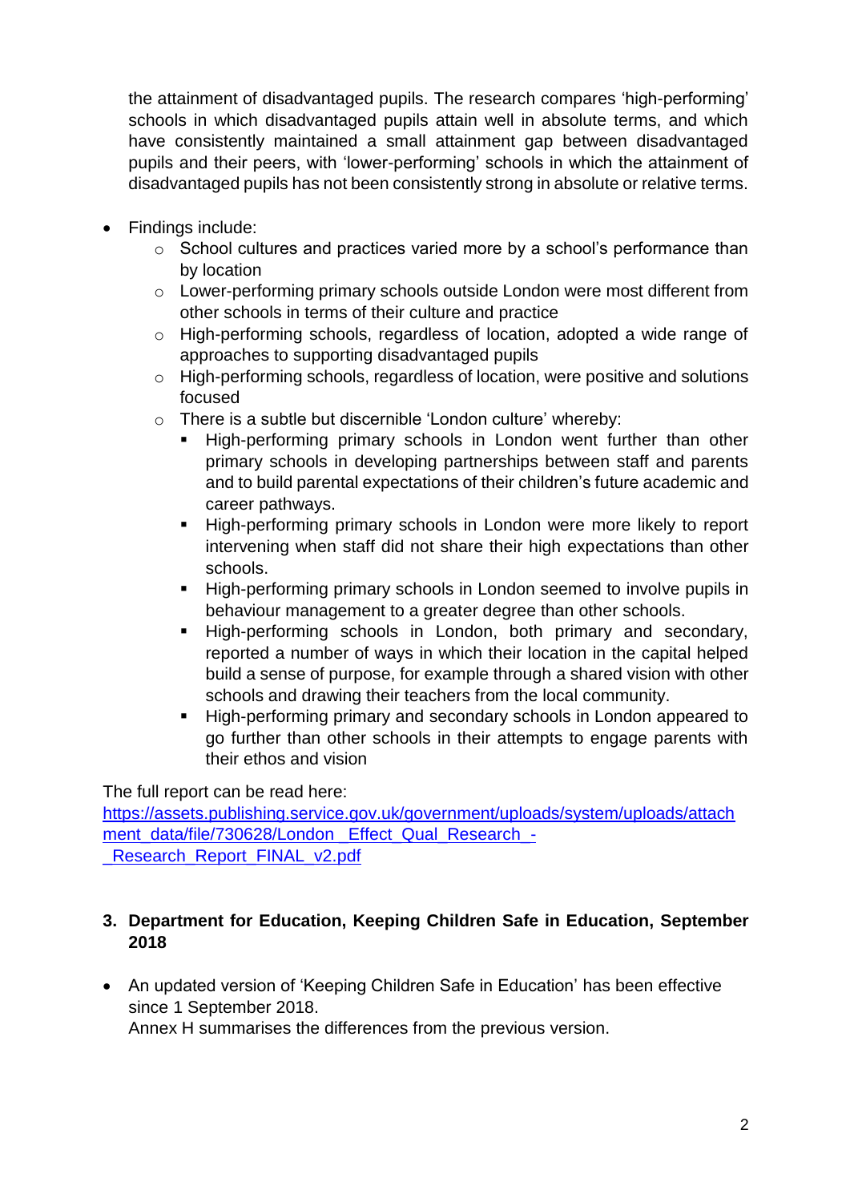the attainment of disadvantaged pupils. The research compares 'high-performing' schools in which disadvantaged pupils attain well in absolute terms, and which have consistently maintained a small attainment gap between disadvantaged pupils and their peers, with 'lower-performing' schools in which the attainment of disadvantaged pupils has not been consistently strong in absolute or relative terms.

- Findings include:
  - School cultures and practices varied more by a school's performance than by location
  - Lower-performing primary schools outside London were most different from other schools in terms of their culture and practice
  - High-performing schools, regardless of location, adopted a wide range of approaches to supporting disadvantaged pupils
  - High-performing schools, regardless of location, were positive and solutions focused
  - There is a subtle but discernible 'London culture' whereby:
    - High-performing primary schools in London went further than other primary schools in developing partnerships between staff and parents and to build parental expectations of their children's future academic and career pathways.
    - High-performing primary schools in London were more likely to report intervening when staff did not share their high expectations than other schools.
    - High-performing primary schools in London seemed to involve pupils in behaviour management to a greater degree than other schools.
    - High-performing schools in London, both primary and secondary, reported a number of ways in which their location in the capital helped build a sense of purpose, for example through a shared vision with other schools and drawing their teachers from the local community.
    - High-performing primary and secondary schools in London appeared to go further than other schools in their attempts to engage parents with their ethos and vision

The full report can be read here:
[https://assets.publishing.service.gov.uk/government/uploads/system/uploads/attachment_data/file/730628/London__Effect_Qual_Research_-_Research_Report_FINAL_v2.pdf](https://assets.publishing.service.gov.uk/government/uploads/system/uploads/attachment_data/file/730628/London__Effect_Qual_Research_-_Research_Report_FINAL_v2.pdf)

### 3. Department for Education, Keeping Children Safe in Education, September 2018

- An updated version of 'Keeping Children Safe in Education' has been effective since 1 September 2018.
  Annex H summarises the differences from the previous version.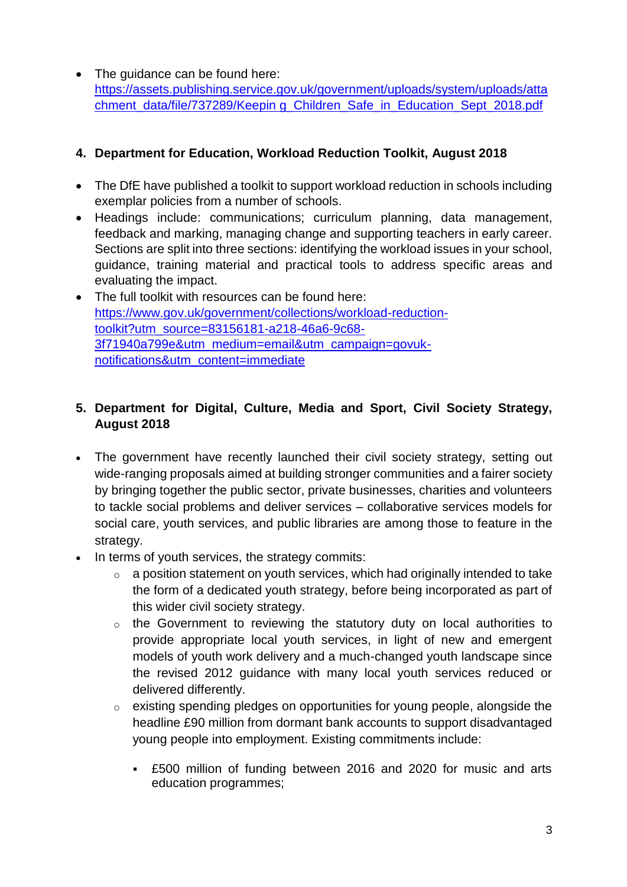- The guidance can be found here: https://assets.publishing.service.gov.uk/government/uploads/system/uploads/attachment_data/file/737289/Keepin g_Children_Safe_in_Education_Sept_2018.pdf

4. **Department for Education, Workload Reduction Toolkit, August 2018**

- The DfE have published a toolkit to support workload reduction in schools including exemplar policies from a number of schools.
- Headings include: communications; curriculum planning, data management, feedback and marking, managing change and supporting teachers in early career. Sections are split into three sections: identifying the workload issues in your school, guidance, training material and practical tools to address specific areas and evaluating the impact.
- The full toolkit with resources can be found here: https://www.gov.uk/government/collections/workload-reduction-toolkit?utm_source=83156181-a218-46a6-9c68-3f71940a799e&utm_medium=email&utm_campaign=govuk-notifications&utm_content=immediate

5. **Department for Digital, Culture, Media and Sport, Civil Society Strategy, August 2018**

- The government have recently launched their civil society strategy, setting out wide-ranging proposals aimed at building stronger communities and a fairer society by bringing together the public sector, private businesses, charities and volunteers to tackle social problems and deliver services – collaborative services models for social care, youth services, and public libraries are among those to feature in the strategy.
- In terms of youth services, the strategy commits:
  - a position statement on youth services, which had originally intended to take the form of a dedicated youth strategy, before being incorporated as part of this wider civil society strategy.
  - the Government to reviewing the statutory duty on local authorities to provide appropriate local youth services, in light of new and emergent models of youth work delivery and a much-changed youth landscape since the revised 2012 guidance with many local youth services reduced or delivered differently.
  - existing spending pledges on opportunities for young people, alongside the headline £90 million from dormant bank accounts to support disadvantaged young people into employment. Existing commitments include:
    - £500 million of funding between 2016 and 2020 for music and arts education programmes;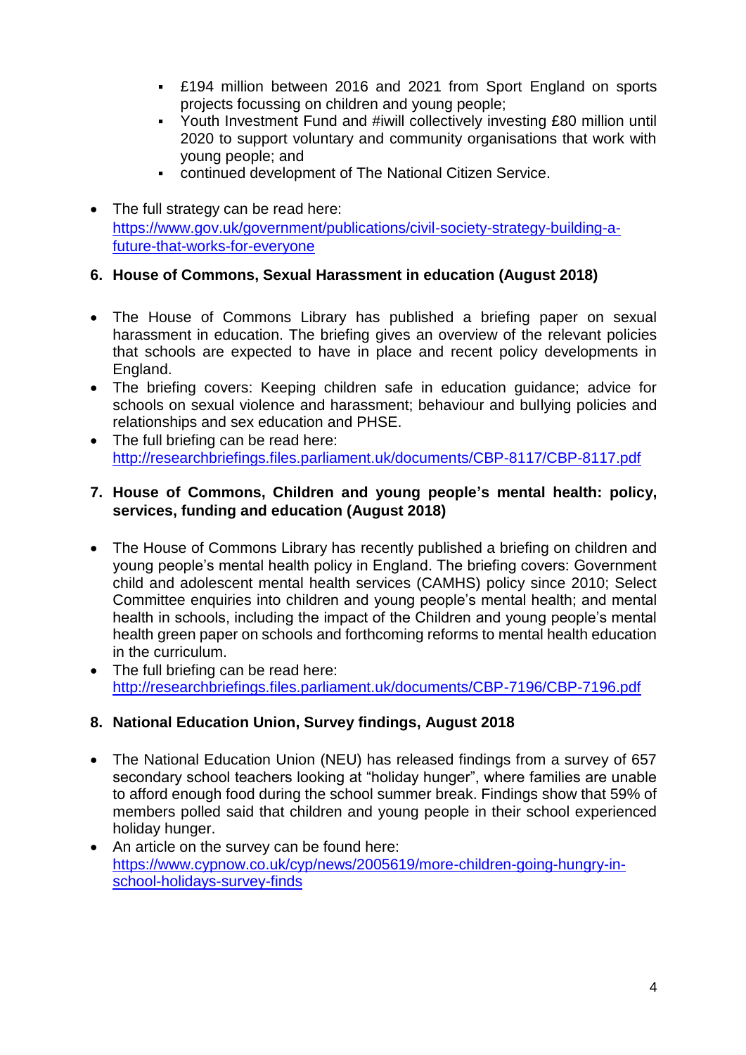- £194 million between 2016 and 2021 from Sport England on sports projects focussing on children and young people;
  - Youth Investment Fund and #iwill collectively investing £80 million until 2020 to support voluntary and community organisations that work with young people; and
  - continued development of The National Citizen Service.

- The full strategy can be read here: [https://www.gov.uk/government/publications/civil-society-strategy-building-a-future-that-works-for-everyone](https://www.gov.uk/government/publications/civil-society-strategy-building-a-future-that-works-for-everyone)

**6. House of Commons, Sexual Harassment in education (August 2018)**

- The House of Commons Library has published a briefing paper on sexual harassment in education. The briefing gives an overview of the relevant policies that schools are expected to have in place and recent policy developments in England.
- The briefing covers: Keeping children safe in education guidance; advice for schools on sexual violence and harassment; behaviour and bullying policies and relationships and sex education and PHSE.
- The full briefing can be read here: [http://researchbriefings.files.parliament.uk/documents/CBP-8117/CBP-8117.pdf](http://researchbriefings.files.parliament.uk/documents/CBP-8117/CBP-8117.pdf)

**7. House of Commons, Children and young people's mental health: policy, services, funding and education (August 2018)**

- The House of Commons Library has recently published a briefing on children and young people's mental health policy in England. The briefing covers: Government child and adolescent mental health services (CAMHS) policy since 2010; Select Committee enquiries into children and young people's mental health; and mental health in schools, including the impact of the Children and young people's mental health green paper on schools and forthcoming reforms to mental health education in the curriculum.
- The full briefing can be read here: [http://researchbriefings.files.parliament.uk/documents/CBP-7196/CBP-7196.pdf](http://researchbriefings.files.parliament.uk/documents/CBP-7196/CBP-7196.pdf)

**8. National Education Union, Survey findings, August 2018**

- The National Education Union (NEU) has released findings from a survey of 657 secondary school teachers looking at "holiday hunger", where families are unable to afford enough food during the school summer break. Findings show that 59% of members polled said that children and young people in their school experienced holiday hunger.
- An article on the survey can be found here: [https://www.cypnow.co.uk/cyp/news/2005619/more-children-going-hungry-in-school-holidays-survey-finds](https://www.cypnow.co.uk/cyp/news/2005619/more-children-going-hungry-in-school-holidays-survey-finds)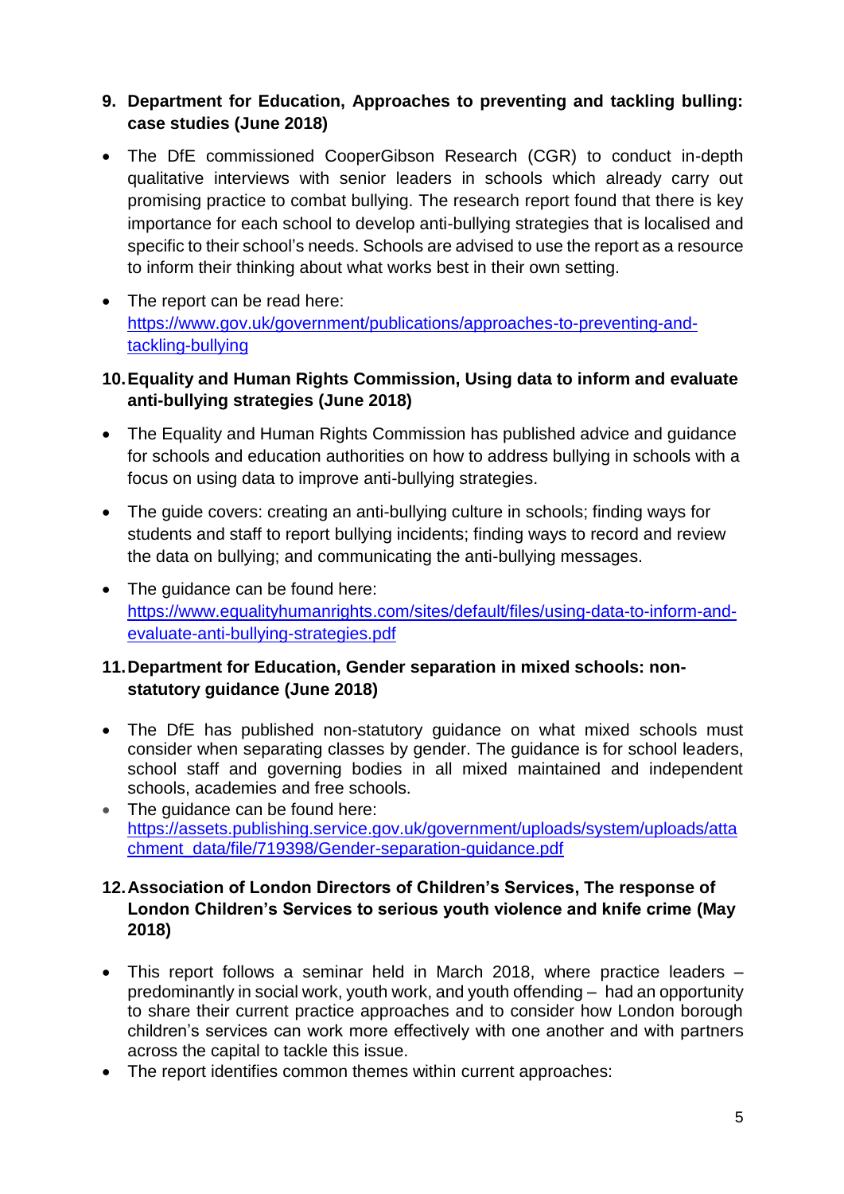**9. Department for Education, Approaches to preventing and tackling bulling: case studies (June 2018)**

- The DfE commissioned CooperGibson Research (CGR) to conduct in-depth qualitative interviews with senior leaders in schools which already carry out promising practice to combat bullying. The research report found that there is key importance for each school to develop anti-bullying strategies that is localised and specific to their school's needs. Schools are advised to use the report as a resource to inform their thinking about what works best in their own setting.
- The report can be read here: https://www.gov.uk/government/publications/approaches-to-preventing-and-tackling-bullying

**10. Equality and Human Rights Commission, Using data to inform and evaluate anti-bullying strategies (June 2018)**

- The Equality and Human Rights Commission has published advice and guidance for schools and education authorities on how to address bullying in schools with a focus on using data to improve anti-bullying strategies.
- The guide covers: creating an anti-bullying culture in schools; finding ways for students and staff to report bullying incidents; finding ways to record and review the data on bullying; and communicating the anti-bullying messages.
- The guidance can be found here: https://www.equalityhumanrights.com/sites/default/files/using-data-to-inform-and-evaluate-anti-bullying-strategies.pdf

**11. Department for Education, Gender separation in mixed schools: non-statutory guidance (June 2018)**

- The DfE has published non-statutory guidance on what mixed schools must consider when separating classes by gender. The guidance is for school leaders, school staff and governing bodies in all mixed maintained and independent schools, academies and free schools.
- The guidance can be found here: https://assets.publishing.service.gov.uk/government/uploads/system/uploads/attachment_data/file/719398/Gender-separation-guidance.pdf

**12. Association of London Directors of Children's Services, The response of London Children's Services to serious youth violence and knife crime (May 2018)**

- This report follows a seminar held in March 2018, where practice leaders – predominantly in social work, youth work, and youth offending – had an opportunity to share their current practice approaches and to consider how London borough children's services can work more effectively with one another and with partners across the capital to tackle this issue.
- The report identifies common themes within current approaches: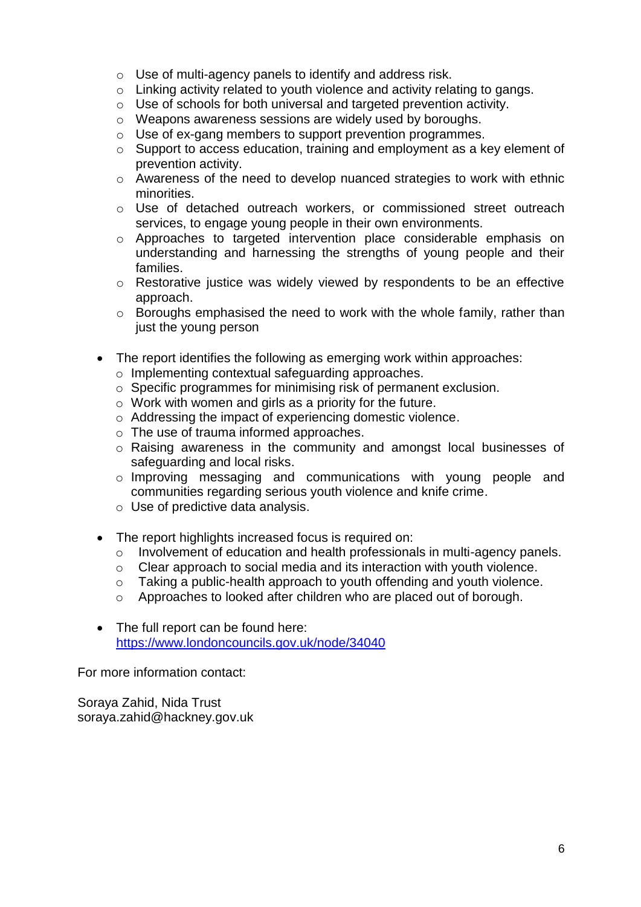- Use of multi-agency panels to identify and address risk.
  - Linking activity related to youth violence and activity relating to gangs.
  - Use of schools for both universal and targeted prevention activity.
  - Weapons awareness sessions are widely used by boroughs.
  - Use of ex-gang members to support prevention programmes.
  - Support to access education, training and employment as a key element of prevention activity.
  - Awareness of the need to develop nuanced strategies to work with ethnic minorities.
  - Use of detached outreach workers, or commissioned street outreach services, to engage young people in their own environments.
  - Approaches to targeted intervention place considerable emphasis on understanding and harnessing the strengths of young people and their families.
  - Restorative justice was widely viewed by respondents to be an effective approach.
  - Boroughs emphasised the need to work with the whole family, rather than just the young person

- The report identifies the following as emerging work within approaches:
  - Implementing contextual safeguarding approaches.
  - Specific programmes for minimising risk of permanent exclusion.
  - Work with women and girls as a priority for the future.
  - Addressing the impact of experiencing domestic violence.
  - The use of trauma informed approaches.
  - Raising awareness in the community and amongst local businesses of safeguarding and local risks.
  - Improving messaging and communications with young people and communities regarding serious youth violence and knife crime.
  - Use of predictive data analysis.

- The report highlights increased focus is required on:
  - Involvement of education and health professionals in multi-agency panels.
  - Clear approach to social media and its interaction with youth violence.
  - Taking a public-health approach to youth offending and youth violence.
  - Approaches to looked after children who are placed out of borough.

- The full report can be found here: https://www.londoncouncils.gov.uk/node/34040

For more information contact:

Soraya Zahid, Nida Trust
soraya.zahid@hackney.gov.uk